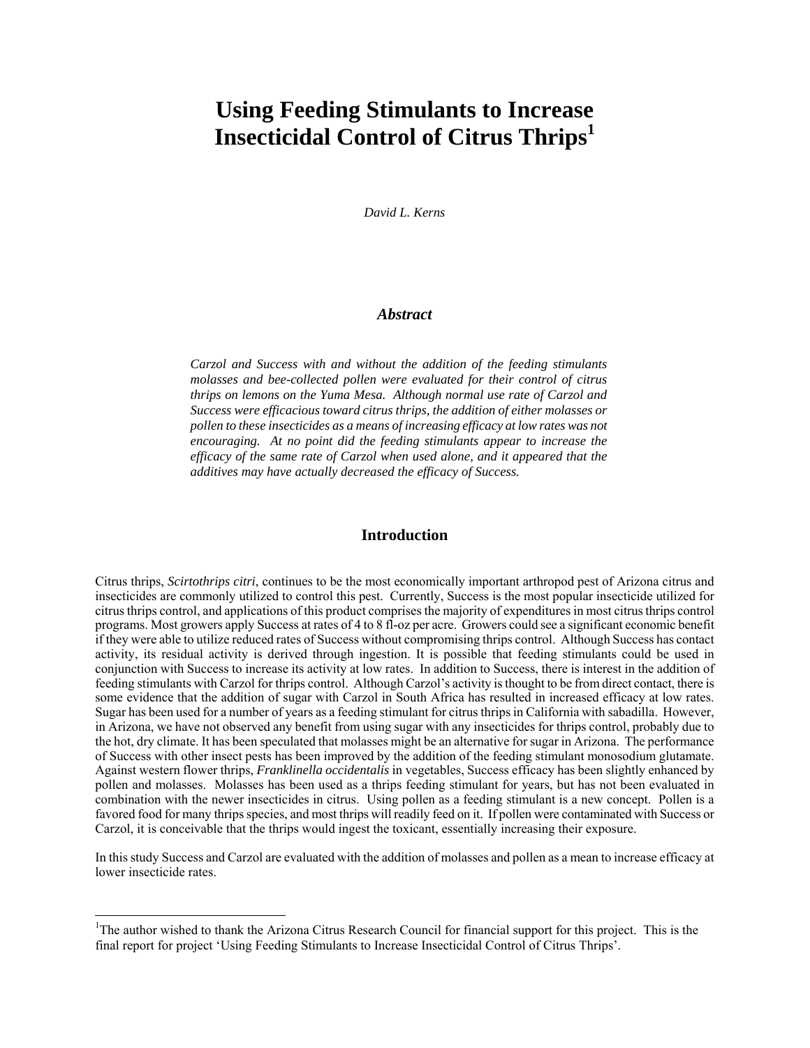# Using Feeding Stimulants to Increase Insecticidal Control of Citrus Thrips[1]

*David L. Kerns*

## *Abstract*

*Carzol and Success with and without the addition of the feeding stimulants molasses and bee-collected pollen were evaluated for their control of citrus thrips on lemons on the Yuma Mesa. Although normal use rate of Carzol and Success were efficacious toward citrus thrips, the addition of either molasses or pollen to these insecticides as a means of increasing efficacy at low rates was not encouraging. At no point did the feeding stimulants appear to increase the efficacy of the same rate of Carzol when used alone, and it appeared that the additives may have actually decreased the efficacy of Success.*

## Introduction

Citrus thrips, *Scirtothrips citri*, continues to be the most economically important arthropod pest of Arizona citrus and insecticides are commonly utilized to control this pest. Currently, Success is the most popular insecticide utilized for citrus thrips control, and applications of this product comprises the majority of expenditures in most citrus thrips control programs. Most growers apply Success at rates of 4 to 8 fl-oz per acre. Growers could see a significant economic benefit if they were able to utilize reduced rates of Success without compromising thrips control. Although Success has contact activity, its residual activity is derived through ingestion. It is possible that feeding stimulants could be used in conjunction with Success to increase its activity at low rates. In addition to Success, there is interest in the addition of feeding stimulants with Carzol for thrips control. Although Carzol's activity is thought to be from direct contact, there is some evidence that the addition of sugar with Carzol in South Africa has resulted in increased efficacy at low rates. Sugar has been used for a number of years as a feeding stimulant for citrus thrips in California with sabadilla. However, in Arizona, we have not observed any benefit from using sugar with any insecticides for thrips control, probably due to the hot, dry climate. It has been speculated that molasses might be an alternative for sugar in Arizona. The performance of Success with other insect pests has been improved by the addition of the feeding stimulant monosodium glutamate. Against western flower thrips, *Franklinella occidentalis* in vegetables, Success efficacy has been slightly enhanced by pollen and molasses. Molasses has been used as a thrips feeding stimulant for years, but has not been evaluated in combination with the newer insecticides in citrus. Using pollen as a feeding stimulant is a new concept. Pollen is a favored food for many thrips species, and most thrips will readily feed on it. If pollen were contaminated with Success or Carzol, it is conceivable that the thrips would ingest the toxicant, essentially increasing their exposure.

In this study Success and Carzol are evaluated with the addition of molasses and pollen as a mean to increase efficacy at lower insecticide rates.

---

[1]The author wished to thank the Arizona Citrus Research Council for financial support for this project. This is the final report for project 'Using Feeding Stimulants to Increase Insecticidal Control of Citrus Thrips'.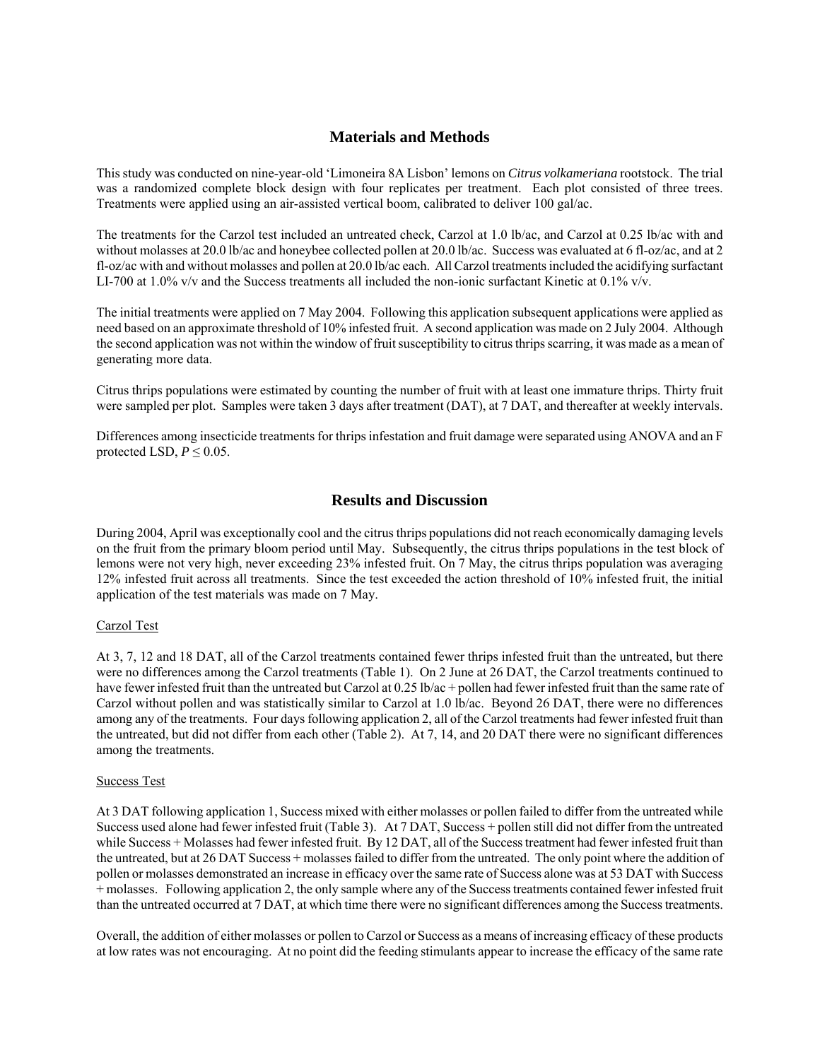## Materials and Methods

This study was conducted on nine-year-old 'Limoneira 8A Lisbon' lemons on *Citrus volkameriana* rootstock. The trial was a randomized complete block design with four replicates per treatment. Each plot consisted of three trees. Treatments were applied using an air-assisted vertical boom, calibrated to deliver 100 gal/ac.

The treatments for the Carzol test included an untreated check, Carzol at 1.0 lb/ac, and Carzol at 0.25 lb/ac with and without molasses at 20.0 lb/ac and honeybee collected pollen at 20.0 lb/ac. Success was evaluated at 6 fl-oz/ac, and at 2 fl-oz/ac with and without molasses and pollen at 20.0 lb/ac each. All Carzol treatments included the acidifying surfactant LI-700 at 1.0% v/v and the Success treatments all included the non-ionic surfactant Kinetic at 0.1% v/v.

The initial treatments were applied on 7 May 2004. Following this application subsequent applications were applied as need based on an approximate threshold of 10% infested fruit. A second application was made on 2 July 2004. Although the second application was not within the window of fruit susceptibility to citrus thrips scarring, it was made as a mean of generating more data.

Citrus thrips populations were estimated by counting the number of fruit with at least one immature thrips. Thirty fruit were sampled per plot. Samples were taken 3 days after treatment (DAT), at 7 DAT, and thereafter at weekly intervals.

Differences among insecticide treatments for thrips infestation and fruit damage were separated using ANOVA and an F protected LSD, $P \leq 0.05$.

## Results and Discussion

During 2004, April was exceptionally cool and the citrus thrips populations did not reach economically damaging levels on the fruit from the primary bloom period until May. Subsequently, the citrus thrips populations in the test block of lemons were not very high, never exceeding 23% infested fruit. On 7 May, the citrus thrips population was averaging 12% infested fruit across all treatments. Since the test exceeded the action threshold of 10% infested fruit, the initial application of the test materials was made on 7 May.

### Carzol Test

At 3, 7, 12 and 18 DAT, all of the Carzol treatments contained fewer thrips infested fruit than the untreated, but there were no differences among the Carzol treatments (Table 1). On 2 June at 26 DAT, the Carzol treatments continued to have fewer infested fruit than the untreated but Carzol at 0.25 lb/ac + pollen had fewer infested fruit than the same rate of Carzol without pollen and was statistically similar to Carzol at 1.0 lb/ac. Beyond 26 DAT, there were no differences among any of the treatments. Four days following application 2, all of the Carzol treatments had fewer infested fruit than the untreated, but did not differ from each other (Table 2). At 7, 14, and 20 DAT there were no significant differences among the treatments.

### Success Test

At 3 DAT following application 1, Success mixed with either molasses or pollen failed to differ from the untreated while Success used alone had fewer infested fruit (Table 3). At 7 DAT, Success + pollen still did not differ from the untreated while Success + Molasses had fewer infested fruit. By 12 DAT, all of the Success treatment had fewer infested fruit than the untreated, but at 26 DAT Success + molasses failed to differ from the untreated. The only point where the addition of pollen or molasses demonstrated an increase in efficacy over the same rate of Success alone was at 53 DAT with Success + molasses. Following application 2, the only sample where any of the Success treatments contained fewer infested fruit than the untreated occurred at 7 DAT, at which time there were no significant differences among the Success treatments.

Overall, the addition of either molasses or pollen to Carzol or Success as a means of increasing efficacy of these products at low rates was not encouraging. At no point did the feeding stimulants appear to increase the efficacy of the same rate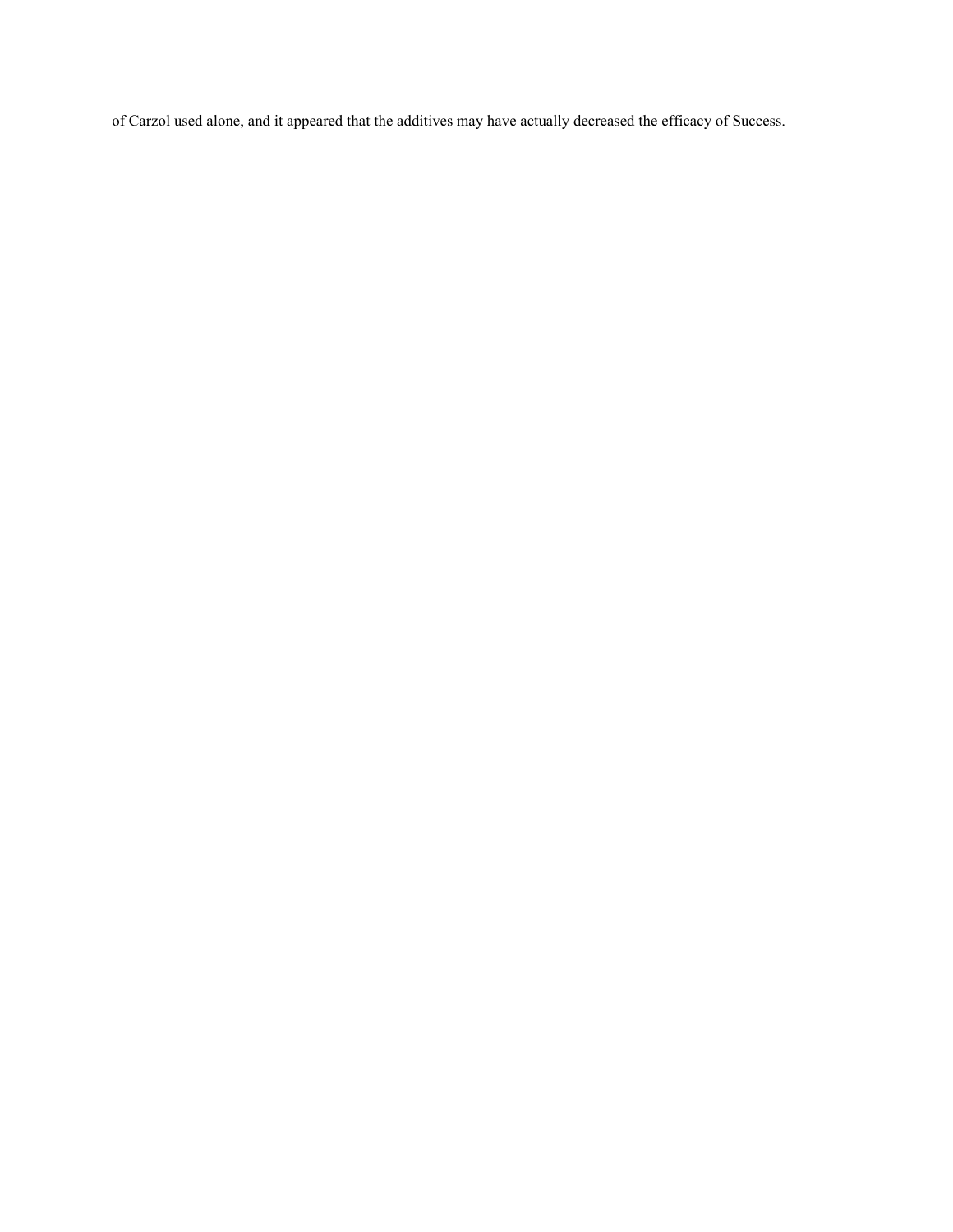of Carzol used alone, and it appeared that the additives may have actually decreased the efficacy of Success.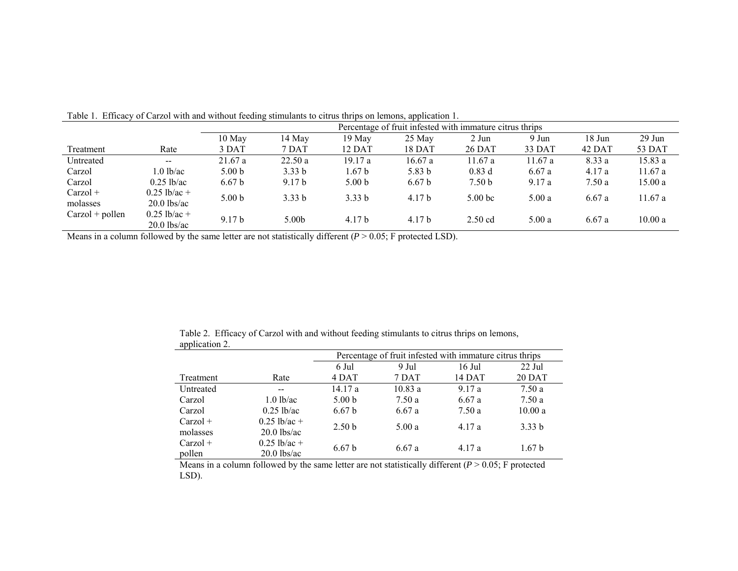Table 1. Efficacy of Carzol with and without feeding stimulants to citrus thrips on lemons, application 1.

| | | Percentage of fruit infested with immature citrus thrips | | | | | | | |
|---|---|---|---|---|---|---|---|---|---|
| | | 10 May | 14 May | 19 May | 25 May | 2 Jun | 9 Jun | 18 Jun | 29 Jun |
| Treatment | Rate | 3 DAT | 7 DAT | 12 DAT | 18 DAT | 26 DAT | 33 DAT | 42 DAT | 53 DAT |
| Untreated | -- | 21.67 a | 22.50 a | 19.17 a | 16.67 a | 11.67 a | 11.67 a | 8.33 a | 15.83 a |
| Carzol | 1.0 lb/ac | 5.00 b | 3.33 b | 1.67 b | 5.83 b | 0.83 d | 6.67 a | 4.17 a | 11.67 a |
| Carzol | 0.25 lb/ac | 6.67 b | 9.17 b | 5.00 b | 6.67 b | 7.50 b | 9.17 a | 7.50 a | 15.00 a |
| Carzol + molasses | 0.25 lb/ac + 20.0 lbs/ac | 5.00 b | 3.33 b | 3.33 b | 4.17 b | 5.00 bc | 5.00 a | 6.67 a | 11.67 a |
| Carzol + pollen | 0.25 lb/ac + 20.0 lbs/ac | 9.17 b | 5.00b | 4.17 b | 4.17 b | 2.50 cd | 5.00 a | 6.67 a | 10.00 a |

Means in a column followed by the same letter are not statistically different (*P* > 0.05; F protected LSD).

Table 2. Efficacy of Carzol with and without feeding stimulants to citrus thrips on lemons, application 2.

| | | Percentage of fruit infested with immature citrus thrips | | | |
|---|---|---|---|---|---|
| | | 6 Jul | 9 Jul | 16 Jul | 22 Jul |
| Treatment | Rate | 4 DAT | 7 DAT | 14 DAT | 20 DAT |
| Untreated | -- | 14.17 a | 10.83 a | 9.17 a | 7.50 a |
| Carzol | 1.0 lb/ac | 5.00 b | 7.50 a | 6.67 a | 7.50 a |
| Carzol | 0.25 lb/ac | 6.67 b | 6.67 a | 7.50 a | 10.00 a |
| Carzol + molasses | 0.25 lb/ac + 20.0 lbs/ac | 2.50 b | 5.00 a | 4.17 a | 3.33 b |
| Carzol + pollen | 0.25 lb/ac + 20.0 lbs/ac | 6.67 b | 6.67 a | 4.17 a | 1.67 b |

Means in a column followed by the same letter are not statistically different (*P* > 0.05; F protected LSD).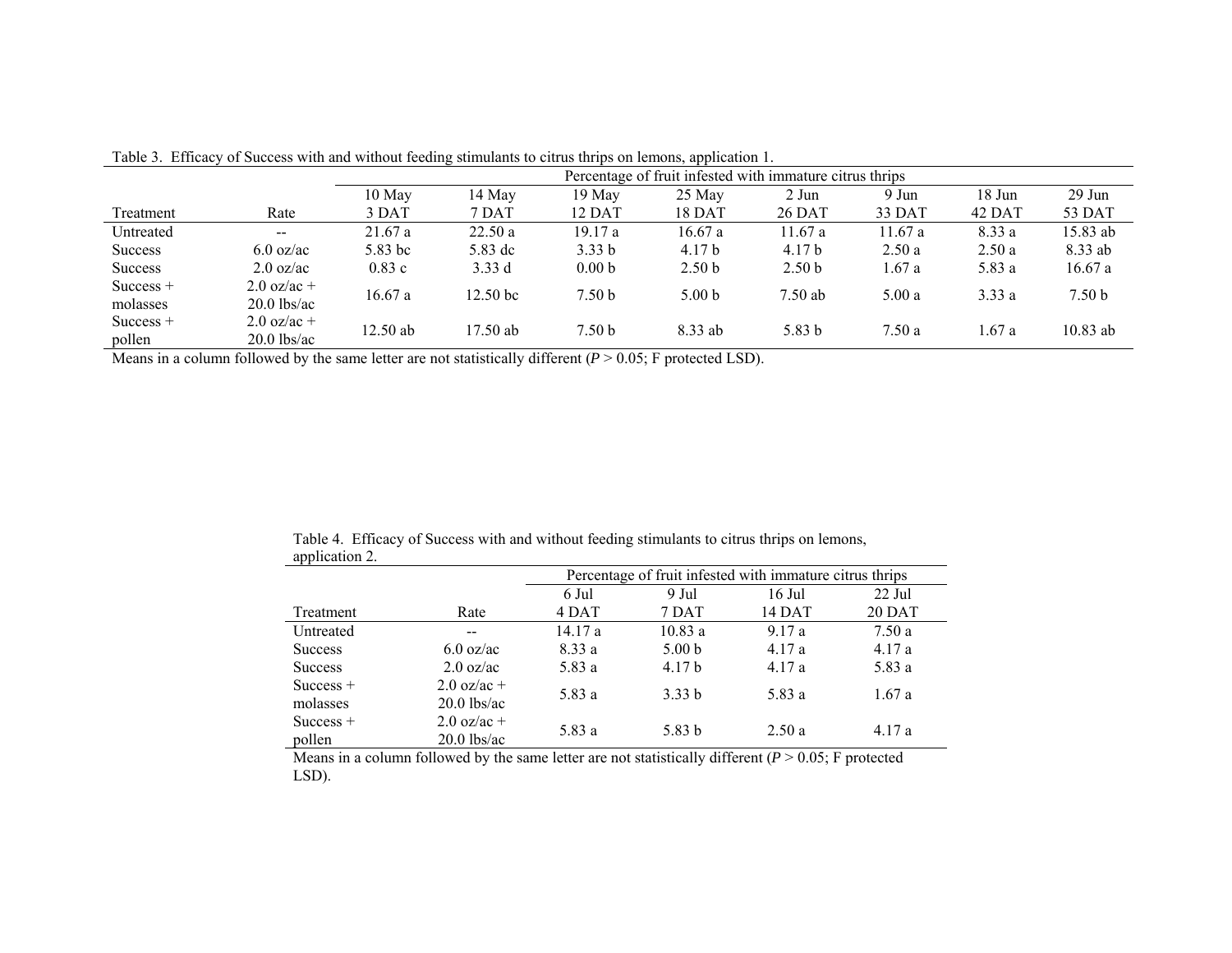Table 3. Efficacy of Success with and without feeding stimulants to citrus thrips on lemons, application 1.

| | | Percentage of fruit infested with immature citrus thrips | | | | | | | |
|---|---|---|---|---|---|---|---|---|---|
| | | 10 May | 14 May | 19 May | 25 May | 2 Jun | 9 Jun | 18 Jun | 29 Jun |
| Treatment | Rate | 3 DAT | 7 DAT | 12 DAT | 18 DAT | 26 DAT | 33 DAT | 42 DAT | 53 DAT |
| Untreated | -- | 21.67 a | 22.50 a | 19.17 a | 16.67 a | 11.67 a | 11.67 a | 8.33 a | 15.83 ab |
| Success | 6.0 oz/ac | 5.83 bc | 5.83 dc | 3.33 b | 4.17 b | 4.17 b | 2.50 a | 2.50 a | 8.33 ab |
| Success | 2.0 oz/ac | 0.83 c | 3.33 d | 0.00 b | 2.50 b | 2.50 b | 1.67 a | 5.83 a | 16.67 a |
| Success + molasses | 2.0 oz/ac + 20.0 lbs/ac | 16.67 a | 12.50 bc | 7.50 b | 5.00 b | 7.50 ab | 5.00 a | 3.33 a | 7.50 b |
| Success + pollen | 2.0 oz/ac + 20.0 lbs/ac | 12.50 ab | 17.50 ab | 7.50 b | 8.33 ab | 5.83 b | 7.50 a | 1.67 a | 10.83 ab |

Means in a column followed by the same letter are not statistically different (*P* > 0.05; F protected LSD).

Table 4. Efficacy of Success with and without feeding stimulants to citrus thrips on lemons, application 2.

| | | Percentage of fruit infested with immature citrus thrips | | | |
|---|---|---|---|---|---|
| | | 6 Jul | 9 Jul | 16 Jul | 22 Jul |
| Treatment | Rate | 4 DAT | 7 DAT | 14 DAT | 20 DAT |
| Untreated | -- | 14.17 a | 10.83 a | 9.17 a | 7.50 a |
| Success | 6.0 oz/ac | 8.33 a | 5.00 b | 4.17 a | 4.17 a |
| Success | 2.0 oz/ac | 5.83 a | 4.17 b | 4.17 a | 5.83 a |
| Success + molasses | 2.0 oz/ac + 20.0 lbs/ac | 5.83 a | 3.33 b | 5.83 a | 1.67 a |
| Success + pollen | 2.0 oz/ac + 20.0 lbs/ac | 5.83 a | 5.83 b | 2.50 a | 4.17 a |

Means in a column followed by the same letter are not statistically different (*P* > 0.05; F protected LSD).